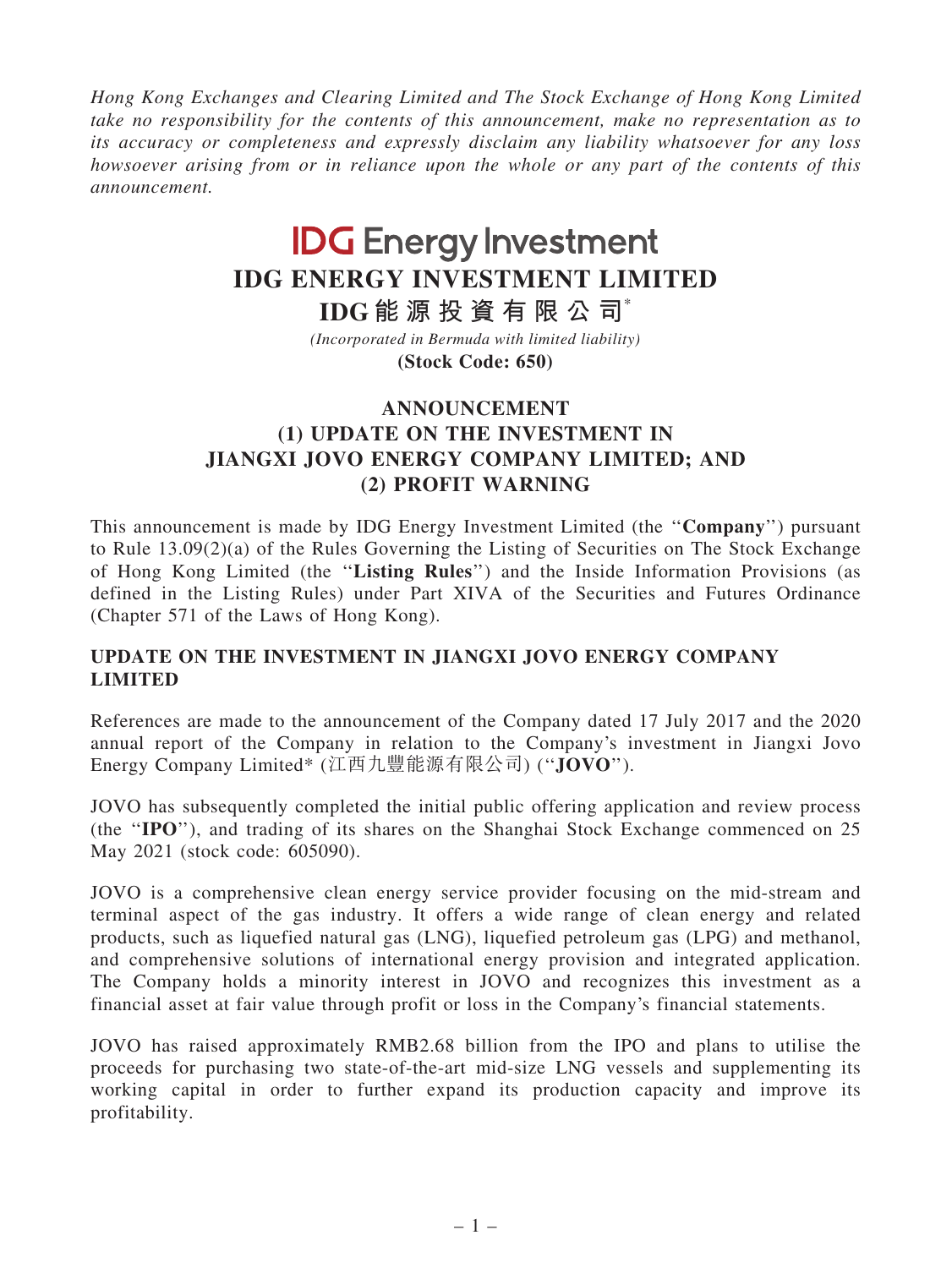*Hong Kong Exchanges and Clearing Limited and The Stock Exchange of Hong Kong Limited take no responsibility for the contents of this announcement, make no representation as to its accuracy or completeness and expressly disclaim any liability whatsoever for any loss howsoever arising from or in reliance upon the whole or any part of the contents of this announcement.*

# IDG Energy Investment

# IDG ENERGY INVESTMENT LIMITED

# IDG能源投資有限公司*

*(Incorporated in Bermuda with limited liability)*

**(Stock Code: 650)**

## ANNOUNCEMENT
## (1) UPDATE ON THE INVESTMENT IN JIANGXI JOVO ENERGY COMPANY LIMITED; AND
## (2) PROFIT WARNING

This announcement is made by IDG Energy Investment Limited (the "**Company**") pursuant to Rule 13.09(2)(a) of the Rules Governing the Listing of Securities on The Stock Exchange of Hong Kong Limited (the "**Listing Rules**") and the Inside Information Provisions (as defined in the Listing Rules) under Part XIVA of the Securities and Futures Ordinance (Chapter 571 of the Laws of Hong Kong).

### UPDATE ON THE INVESTMENT IN JIANGXI JOVO ENERGY COMPANY LIMITED

References are made to the announcement of the Company dated 17 July 2017 and the 2020 annual report of the Company in relation to the Company's investment in Jiangxi Jovo Energy Company Limited* (江西九豐能源有限公司) ("**JOVO**").

JOVO has subsequently completed the initial public offering application and review process (the "**IPO**"), and trading of its shares on the Shanghai Stock Exchange commenced on 25 May 2021 (stock code: 605090).

JOVO is a comprehensive clean energy service provider focusing on the mid-stream and terminal aspect of the gas industry. It offers a wide range of clean energy and related products, such as liquefied natural gas (LNG), liquefied petroleum gas (LPG) and methanol, and comprehensive solutions of international energy provision and integrated application. The Company holds a minority interest in JOVO and recognizes this investment as a financial asset at fair value through profit or loss in the Company's financial statements.

JOVO has raised approximately RMB2.68 billion from the IPO and plans to utilise the proceeds for purchasing two state-of-the-art mid-size LNG vessels and supplementing its working capital in order to further expand its production capacity and improve its profitability.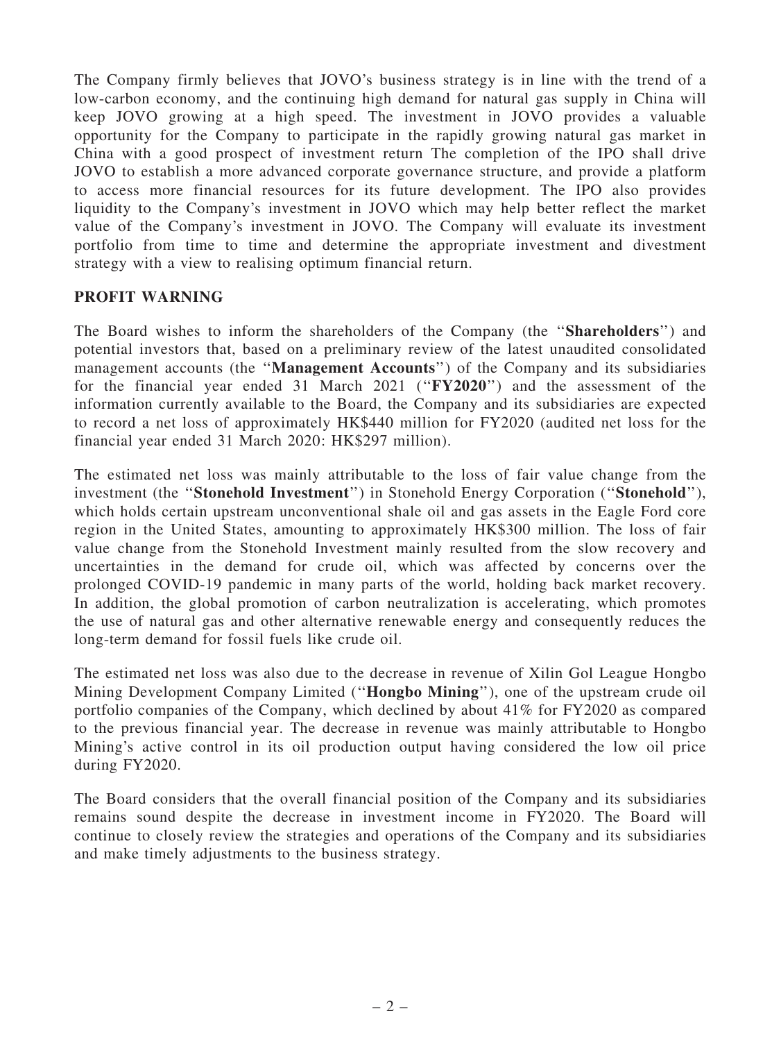The Company firmly believes that JOVO's business strategy is in line with the trend of a low-carbon economy, and the continuing high demand for natural gas supply in China will keep JOVO growing at a high speed. The investment in JOVO provides a valuable opportunity for the Company to participate in the rapidly growing natural gas market in China with a good prospect of investment return The completion of the IPO shall drive JOVO to establish a more advanced corporate governance structure, and provide a platform to access more financial resources for its future development. The IPO also provides liquidity to the Company's investment in JOVO which may help better reflect the market value of the Company's investment in JOVO. The Company will evaluate its investment portfolio from time to time and determine the appropriate investment and divestment strategy with a view to realising optimum financial return.

## PROFIT WARNING

The Board wishes to inform the shareholders of the Company (the "**Shareholders**") and potential investors that, based on a preliminary review of the latest unaudited consolidated management accounts (the "**Management Accounts**") of the Company and its subsidiaries for the financial year ended 31 March 2021 ("**FY2020**") and the assessment of the information currently available to the Board, the Company and its subsidiaries are expected to record a net loss of approximately HK$440 million for FY2020 (audited net loss for the financial year ended 31 March 2020: HK$297 million).

The estimated net loss was mainly attributable to the loss of fair value change from the investment (the "**Stonehold Investment**") in Stonehold Energy Corporation ("**Stonehold**"), which holds certain upstream unconventional shale oil and gas assets in the Eagle Ford core region in the United States, amounting to approximately HK$300 million. The loss of fair value change from the Stonehold Investment mainly resulted from the slow recovery and uncertainties in the demand for crude oil, which was affected by concerns over the prolonged COVID-19 pandemic in many parts of the world, holding back market recovery. In addition, the global promotion of carbon neutralization is accelerating, which promotes the use of natural gas and other alternative renewable energy and consequently reduces the long-term demand for fossil fuels like crude oil.

The estimated net loss was also due to the decrease in revenue of Xilin Gol League Hongbo Mining Development Company Limited ("**Hongbo Mining**"), one of the upstream crude oil portfolio companies of the Company, which declined by about 41% for FY2020 as compared to the previous financial year. The decrease in revenue was mainly attributable to Hongbo Mining's active control in its oil production output having considered the low oil price during FY2020.

The Board considers that the overall financial position of the Company and its subsidiaries remains sound despite the decrease in investment income in FY2020. The Board will continue to closely review the strategies and operations of the Company and its subsidiaries and make timely adjustments to the business strategy.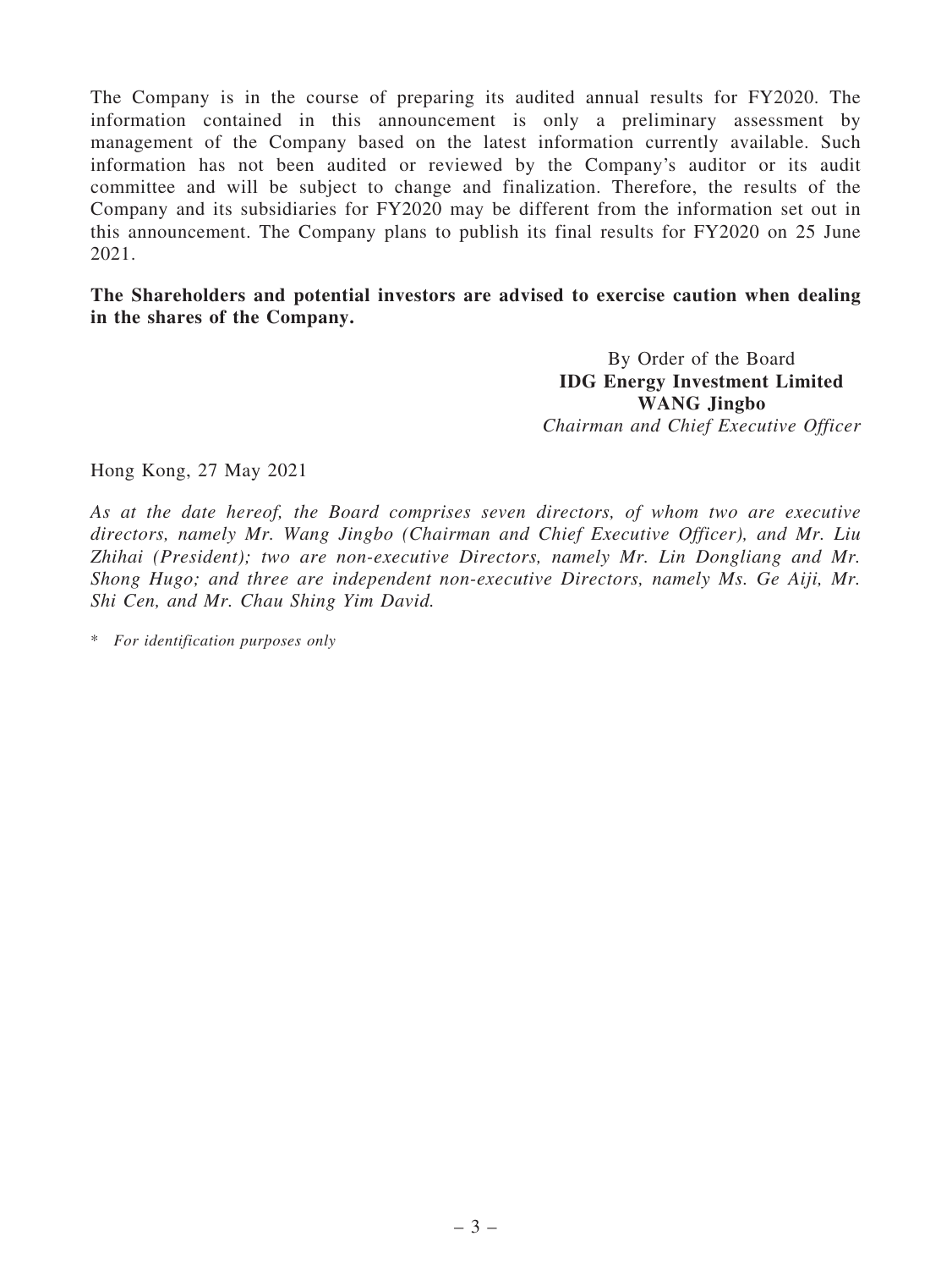The Company is in the course of preparing its audited annual results for FY2020. The information contained in this announcement is only a preliminary assessment by management of the Company based on the latest information currently available. Such information has not been audited or reviewed by the Company's auditor or its audit committee and will be subject to change and finalization. Therefore, the results of the Company and its subsidiaries for FY2020 may be different from the information set out in this announcement. The Company plans to publish its final results for FY2020 on 25 June 2021.

**The Shareholders and potential investors are advised to exercise caution when dealing in the shares of the Company.**

By Order of the Board
**IDG Energy Investment Limited**
**WANG Jingbo**
*Chairman and Chief Executive Officer*

Hong Kong, 27 May 2021

*As at the date hereof, the Board comprises seven directors, of whom two are executive directors, namely Mr. Wang Jingbo (Chairman and Chief Executive Officer), and Mr. Liu Zhihai (President); two are non-executive Directors, namely Mr. Lin Dongliang and Mr. Shong Hugo; and three are independent non-executive Directors, namely Ms. Ge Aiji, Mr. Shi Cen, and Mr. Chau Shing Yim David.*

\* *For identification purposes only*